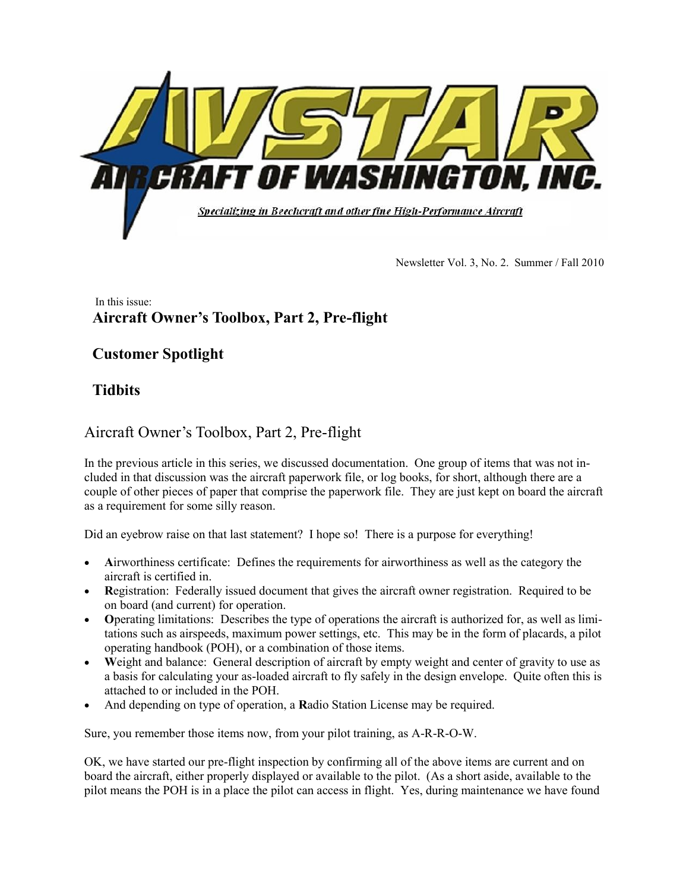# AVSTAR AIRCRAFT OF WASHINGTON, INC.

*Specializing in Beechcraft and other fine High-Performance Aircraft*

Newsletter Vol. 3, No. 2. Summer / Fall 2010

In this issue:

**Aircraft Owner's Toolbox, Part 2, Pre-flight**

**Customer Spotlight**

**Tidbits**

## Aircraft Owner's Toolbox, Part 2, Pre-flight

In the previous article in this series, we discussed documentation. One group of items that was not included in that discussion was the aircraft paperwork file, or log books, for short, although there are a couple of other pieces of paper that comprise the paperwork file. They are just kept on board the aircraft as a requirement for some silly reason.

Did an eyebrow raise on that last statement? I hope so! There is a purpose for everything!

- **A**irworthiness certificate: Defines the requirements for airworthiness as well as the category the aircraft is certified in.
- **R**egistration: Federally issued document that gives the aircraft owner registration. Required to be on board (and current) for operation.
- **O**perating limitations: Describes the type of operations the aircraft is authorized for, as well as limitations such as airspeeds, maximum power settings, etc. This may be in the form of placards, a pilot operating handbook (POH), or a combination of those items.
- **W**eight and balance: General description of aircraft by empty weight and center of gravity to use as a basis for calculating your as-loaded aircraft to fly safely in the design envelope. Quite often this is attached to or included in the POH.
- And depending on type of operation, a **R**adio Station License may be required.

Sure, you remember those items now, from your pilot training, as A-R-R-O-W.

OK, we have started our pre-flight inspection by confirming all of the above items are current and on board the aircraft, either properly displayed or available to the pilot. (As a short aside, available to the pilot means the POH is in a place the pilot can access in flight. Yes, during maintenance we have found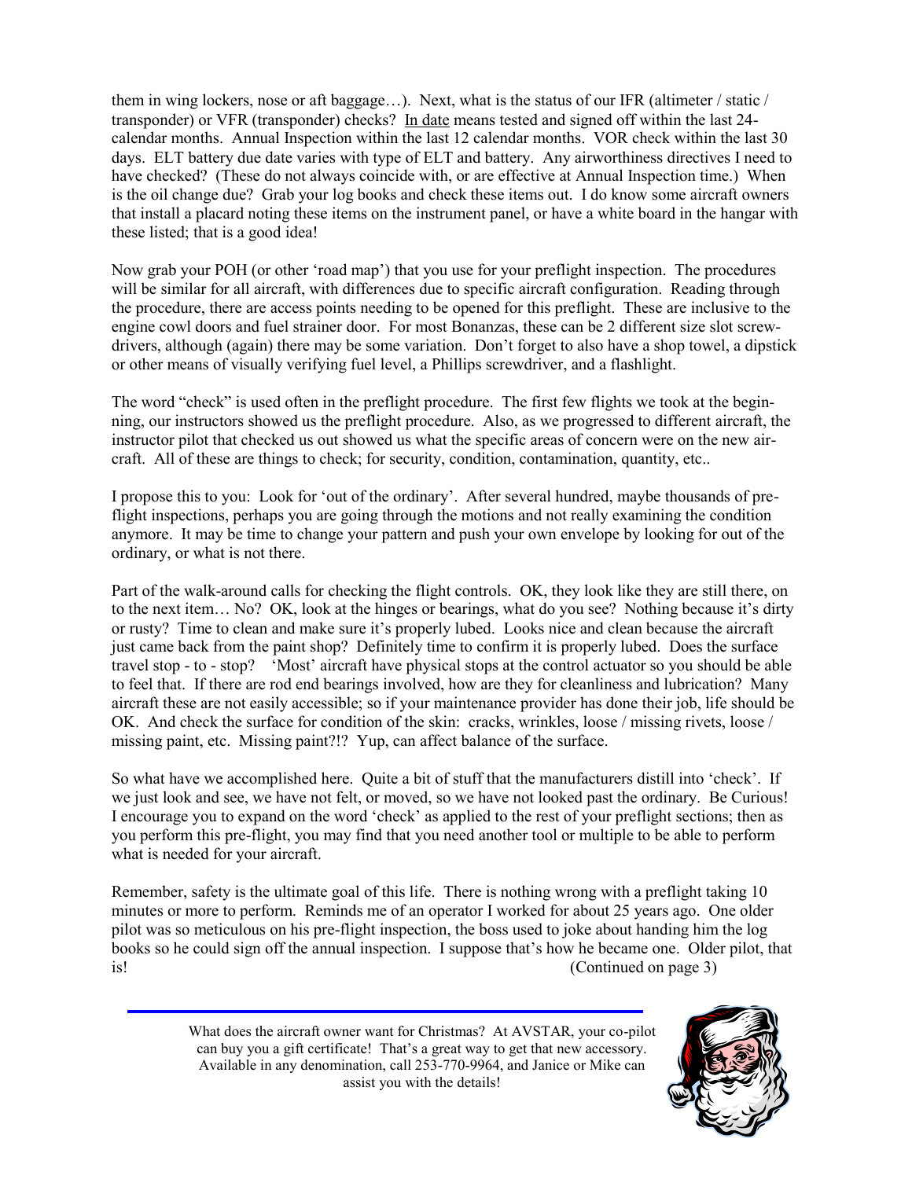them in wing lockers, nose or aft baggage…). Next, what is the status of our IFR (altimeter / static / transponder) or VFR (transponder) checks? In date means tested and signed off within the last 24-calendar months. Annual Inspection within the last 12 calendar months. VOR check within the last 30 days. ELT battery due date varies with type of ELT and battery. Any airworthiness directives I need to have checked? (These do not always coincide with, or are effective at Annual Inspection time.) When is the oil change due? Grab your log books and check these items out. I do know some aircraft owners that install a placard noting these items on the instrument panel, or have a white board in the hangar with these listed; that is a good idea!

Now grab your POH (or other 'road map') that you use for your preflight inspection. The procedures will be similar for all aircraft, with differences due to specific aircraft configuration. Reading through the procedure, there are access points needing to be opened for this preflight. These are inclusive to the engine cowl doors and fuel strainer door. For most Bonanzas, these can be 2 different size slot screw-drivers, although (again) there may be some variation. Don't forget to also have a shop towel, a dipstick or other means of visually verifying fuel level, a Phillips screwdriver, and a flashlight.

The word "check" is used often in the preflight procedure. The first few flights we took at the beginning, our instructors showed us the preflight procedure. Also, as we progressed to different aircraft, the instructor pilot that checked us out showed us what the specific areas of concern were on the new aircraft. All of these are things to check; for security, condition, contamination, quantity, etc..

I propose this to you: Look for 'out of the ordinary'. After several hundred, maybe thousands of pre-flight inspections, perhaps you are going through the motions and not really examining the condition anymore. It may be time to change your pattern and push your own envelope by looking for out of the ordinary, or what is not there.

Part of the walk-around calls for checking the flight controls. OK, they look like they are still there, on to the next item… No? OK, look at the hinges or bearings, what do you see? Nothing because it's dirty or rusty? Time to clean and make sure it's properly lubed. Looks nice and clean because the aircraft just came back from the paint shop? Definitely time to confirm it is properly lubed. Does the surface travel stop - to - stop? 'Most' aircraft have physical stops at the control actuator so you should be able to feel that. If there are rod end bearings involved, how are they for cleanliness and lubrication? Many aircraft these are not easily accessible; so if your maintenance provider has done their job, life should be OK. And check the surface for condition of the skin: cracks, wrinkles, loose / missing rivets, loose / missing paint, etc. Missing paint?!? Yup, can affect balance of the surface.

So what have we accomplished here. Quite a bit of stuff that the manufacturers distill into 'check'. If we just look and see, we have not felt, or moved, so we have not looked past the ordinary. Be Curious! I encourage you to expand on the word 'check' as applied to the rest of your preflight sections; then as you perform this pre-flight, you may find that you need another tool or multiple to be able to perform what is needed for your aircraft.

Remember, safety is the ultimate goal of this life. There is nothing wrong with a preflight taking 10 minutes or more to perform. Reminds me of an operator I worked for about 25 years ago. One older pilot was so meticulous on his pre-flight inspection, the boss used to joke about handing him the log books so he could sign off the annual inspection. I suppose that's how he became one. Older pilot, that is!

(Continued on page 3)

---

What does the aircraft owner want for Christmas? At AVSTAR, your co-pilot can buy you a gift certificate! That's a great way to get that new accessory. Available in any denomination, call 253-770-9964, and Janice or Mike can assist you with the details!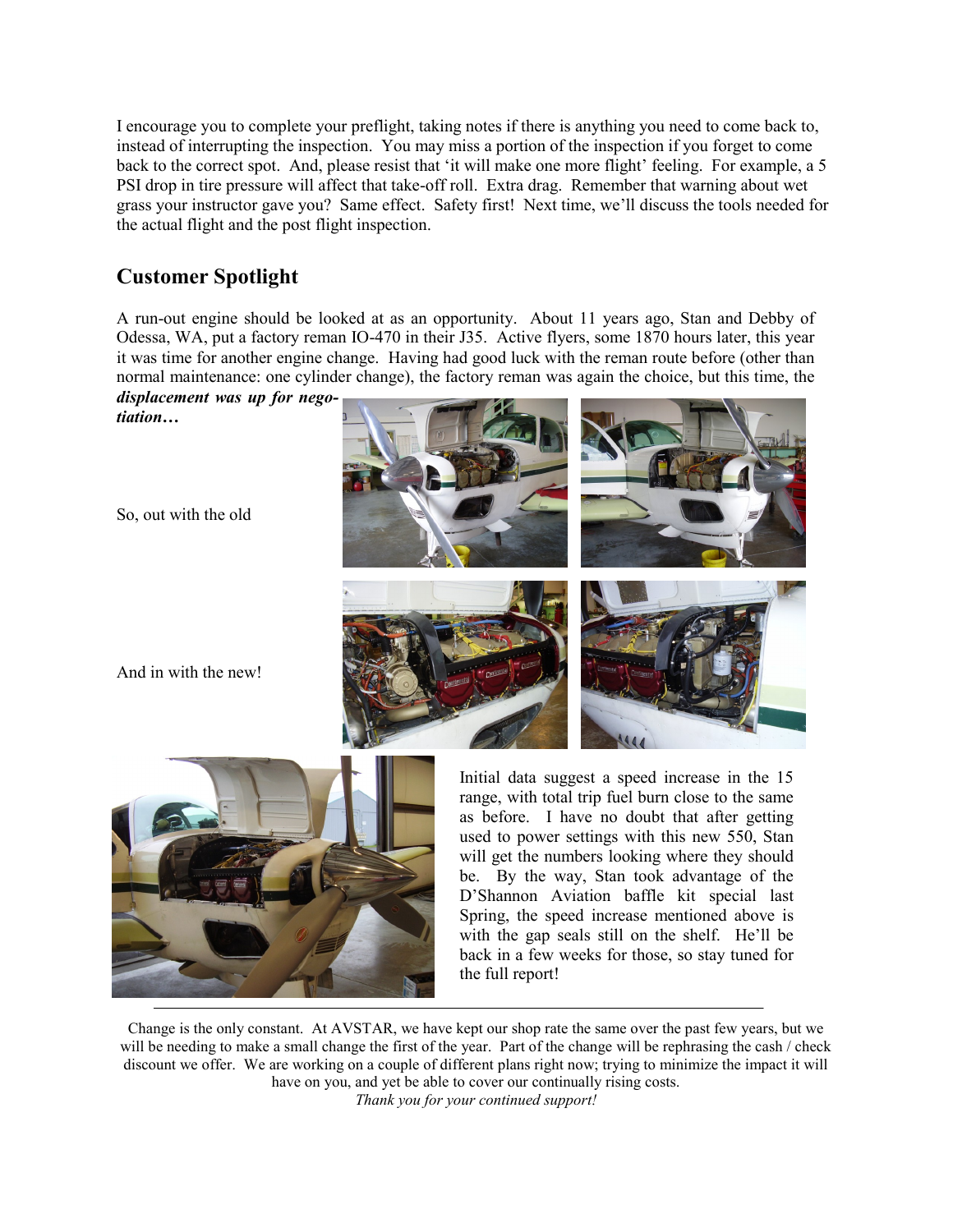I encourage you to complete your preflight, taking notes if there is anything you need to come back to, instead of interrupting the inspection. You may miss a portion of the inspection if you forget to come back to the correct spot. And, please resist that 'it will make one more flight' feeling. For example, a 5 PSI drop in tire pressure will affect that take-off roll. Extra drag. Remember that warning about wet grass your instructor gave you? Same effect. Safety first! Next time, we'll discuss the tools needed for the actual flight and the post flight inspection.

## Customer Spotlight

A run-out engine should be looked at as an opportunity. About 11 years ago, Stan and Debby of Odessa, WA, put a factory reman IO-470 in their J35. Active flyers, some 1870 hours later, this year it was time for another engine change. Having had good luck with the reman route before (other than normal maintenance: one cylinder change), the factory reman was again the choice, but this time, the ***displacement was up for negotiation…***

So, out with the old

And in with the new!

Initial data suggest a speed increase in the 15 range, with total trip fuel burn close to the same as before. I have no doubt that after getting used to power settings with this new 550, Stan will get the numbers looking where they should be. By the way, Stan took advantage of the D'Shannon Aviation baffle kit special last Spring, the speed increase mentioned above is with the gap seals still on the shelf. He'll be back in a few weeks for those, so stay tuned for the full report!

---

Change is the only constant. At AVSTAR, we have kept our shop rate the same over the past few years, but we will be needing to make a small change the first of the year. Part of the change will be rephrasing the cash / check discount we offer. We are working on a couple of different plans right now; trying to minimize the impact it will have on you, and yet be able to cover our continually rising costs.

*Thank you for your continued support!*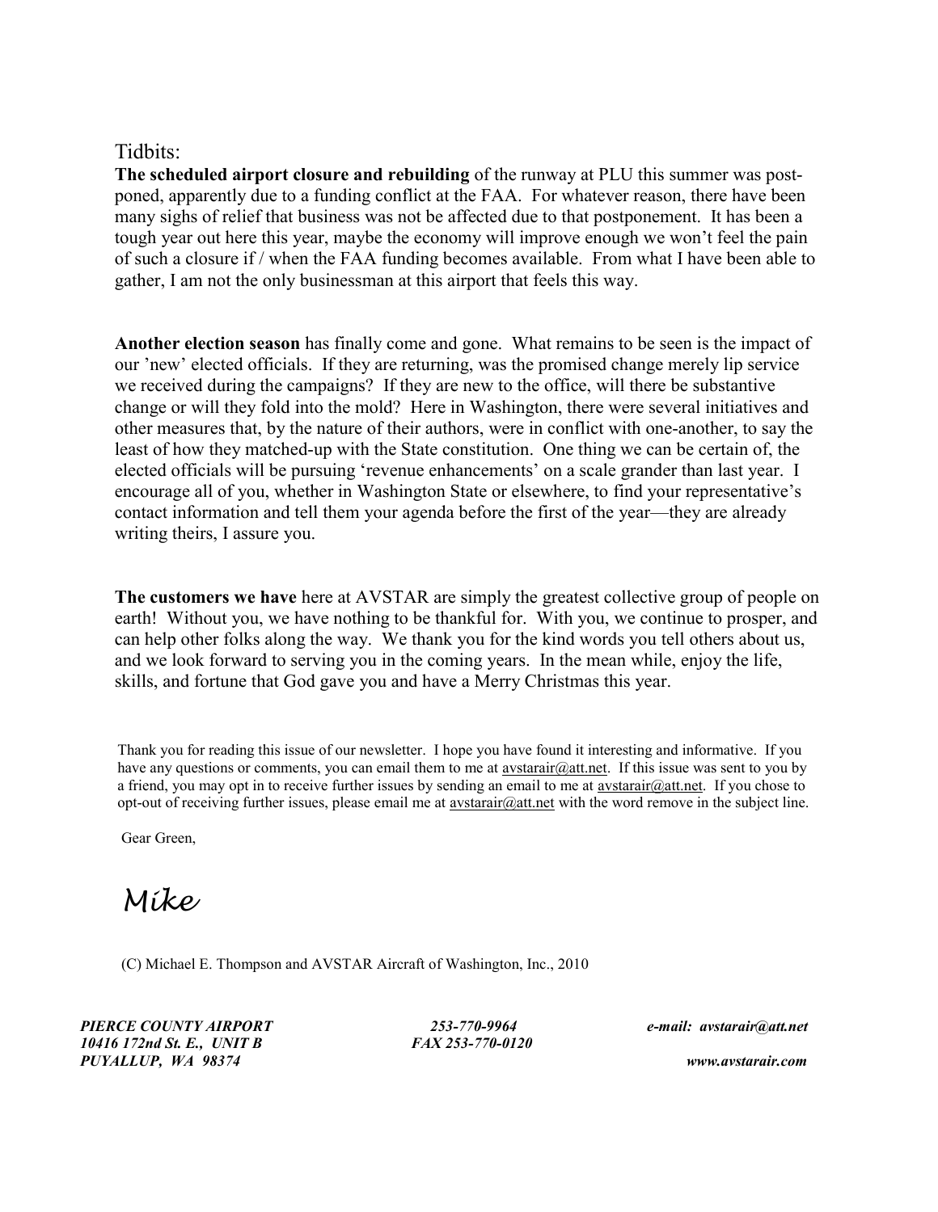Tidbits:

**The scheduled airport closure and rebuilding** of the runway at PLU this summer was post-poned, apparently due to a funding conflict at the FAA. For whatever reason, there have been many sighs of relief that business was not be affected due to that postponement. It has been a tough year out here this year, maybe the economy will improve enough we won't feel the pain of such a closure if / when the FAA funding becomes available. From what I have been able to gather, I am not the only businessman at this airport that feels this way.

**Another election season** has finally come and gone. What remains to be seen is the impact of our 'new' elected officials. If they are returning, was the promised change merely lip service we received during the campaigns? If they are new to the office, will there be substantive change or will they fold into the mold? Here in Washington, there were several initiatives and other measures that, by the nature of their authors, were in conflict with one-another, to say the least of how they matched-up with the State constitution. One thing we can be certain of, the elected officials will be pursuing 'revenue enhancements' on a scale grander than last year. I encourage all of you, whether in Washington State or elsewhere, to find your representative's contact information and tell them your agenda before the first of the year—they are already writing theirs, I assure you.

**The customers we have** here at AVSTAR are simply the greatest collective group of people on earth! Without you, we have nothing to be thankful for. With you, we continue to prosper, and can help other folks along the way. We thank you for the kind words you tell others about us, and we look forward to serving you in the coming years. In the mean while, enjoy the life, skills, and fortune that God gave you and have a Merry Christmas this year.

Thank you for reading this issue of our newsletter. I hope you have found it interesting and informative. If you have any questions or comments, you can email them to me at avstarair@att.net. If this issue was sent to you by a friend, you may opt in to receive further issues by sending an email to me at avstarair@att.net. If you chose to opt-out of receiving further issues, please email me at avstarair@att.net with the word remove in the subject line.

Gear Green,

*Mike*

(C) Michael E. Thompson and AVSTAR Aircraft of Washington, Inc., 2010

***PIERCE COUNTY AIRPORT***
***10416 172nd St. E., UNIT B***
***PUYALLUP, WA 98374***

***253-770-9964***
***FAX 253-770-0120***

***e-mail: avstarair@att.net***
***www.avstarair.com***